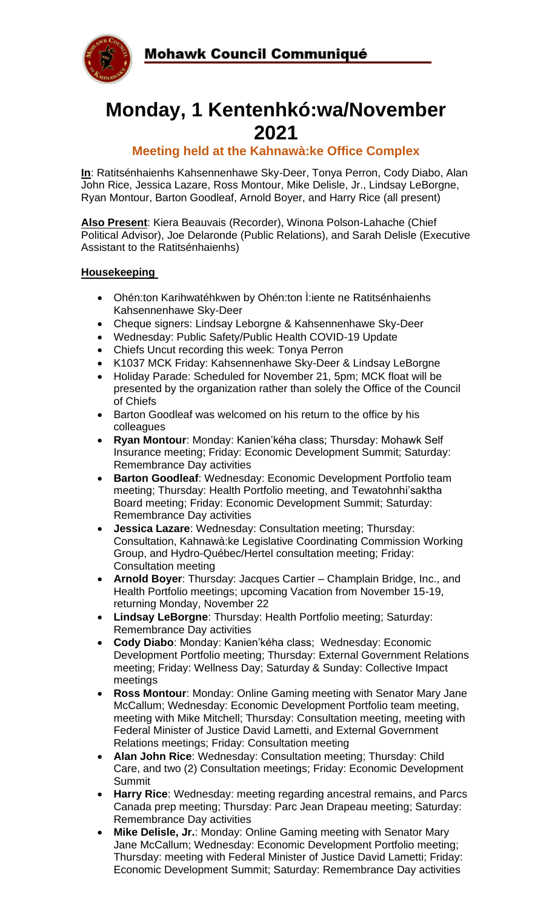Mohawk Council Communiqué

# Monday, 1 Kentenhkó:wa/November 2021

## Meeting held at the Kahnawà:ke Office Complex

**In**: Ratisénhaienhs Kahsennenhawe Sky-Deer, Tonya Perron, Cody Diabo, Alan John Rice, Jessica Lazare, Ross Montour, Mike Delisle, Jr., Lindsay LeBorgne, Ryan Montour, Barton Goodleaf, Arnold Boyer, and Harry Rice (all present)

**Also Present**: Kiera Beauvais (Recorder), Winona Polson-Lahache (Chief Political Advisor), Joe Delaronde (Public Relations), and Sarah Delisle (Executive Assistant to the Ratisénhaienhs)

**Housekeeping**

- Ohén:ton Karihwatéhkwen by Ohén:ton Ì:iente ne Ratisénhaienhs Kahsennenhawe Sky-Deer
- Cheque signers: Lindsay Leborgne & Kahsennenhawe Sky-Deer
- Wednesday: Public Safety/Public Health COVID-19 Update
- Chiefs Uncut recording this week: Tonya Perron
- K1037 MCK Friday: Kahsennenhawe Sky-Deer & Lindsay LeBorgne
- Holiday Parade: Scheduled for November 21, 5pm; MCK float will be presented by the organization rather than solely the Office of the Council of Chiefs
- Barton Goodleaf was welcomed on his return to the office by his colleagues
- **Ryan Montour**: Monday: Kanien'kéha class; Thursday: Mohawk Self Insurance meeting; Friday: Economic Development Summit; Saturday: Remembrance Day activities
- **Barton Goodleaf**: Wednesday: Economic Development Portfolio team meeting; Thursday: Health Portfolio meeting, and Tewatohnhi'saktha Board meeting; Friday: Economic Development Summit; Saturday: Remembrance Day activities
- **Jessica Lazare**: Wednesday: Consultation meeting; Thursday: Consultation, Kahnawà:ke Legislative Coordinating Commission Working Group, and Hydro-Québec/Hertel consultation meeting; Friday: Consultation meeting
- **Arnold Boyer**: Thursday: Jacques Cartier – Champlain Bridge, Inc., and Health Portfolio meetings; upcoming Vacation from November 15-19, returning Monday, November 22
- **Lindsay LeBorgne**: Thursday: Health Portfolio meeting; Saturday: Remembrance Day activities
- **Cody Diabo**: Monday: Kanien'kéha class; Wednesday: Economic Development Portfolio meeting; Thursday: External Government Relations meeting; Friday: Wellness Day; Saturday & Sunday: Collective Impact meetings
- **Ross Montour**: Monday: Online Gaming meeting with Senator Mary Jane McCallum; Wednesday: Economic Development Portfolio team meeting, meeting with Mike Mitchell; Thursday: Consultation meeting, meeting with Federal Minister of Justice David Lametti, and External Government Relations meetings; Friday: Consultation meeting
- **Alan John Rice**: Wednesday: Consultation meeting; Thursday: Child Care, and two (2) Consultation meetings; Friday: Economic Development Summit
- **Harry Rice**: Wednesday: meeting regarding ancestral remains, and Parcs Canada prep meeting; Thursday: Parc Jean Drapeau meeting; Saturday: Remembrance Day activities
- **Mike Delisle, Jr.**: Monday: Online Gaming meeting with Senator Mary Jane McCallum; Wednesday: Economic Development Portfolio meeting; Thursday: meeting with Federal Minister of Justice David Lametti; Friday: Economic Development Summit; Saturday: Remembrance Day activities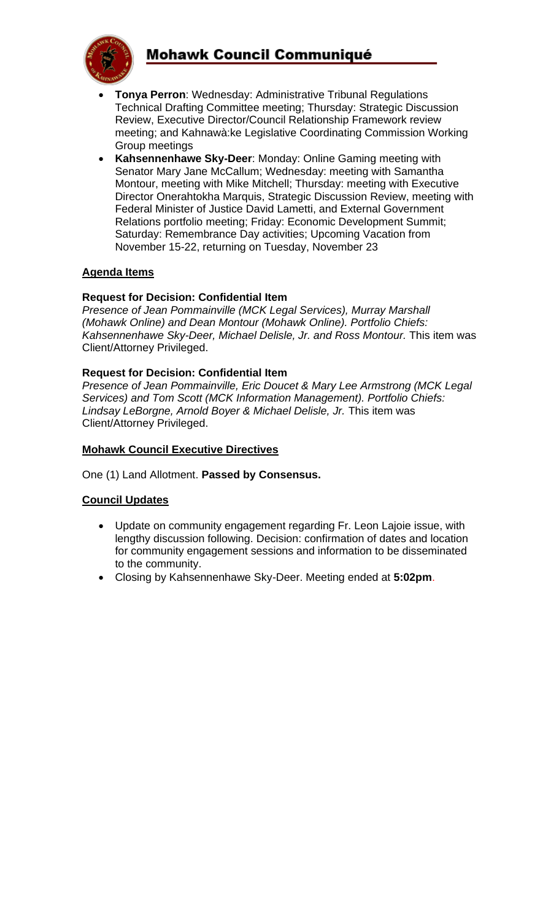- **Tonya Perron**: Wednesday: Administrative Tribunal Regulations Technical Drafting Committee meeting; Thursday: Strategic Discussion Review, Executive Director/Council Relationship Framework review meeting; and Kahnawà:ke Legislative Coordinating Commission Working Group meetings
- **Kahsennenhawe Sky-Deer**: Monday: Online Gaming meeting with Senator Mary Jane McCallum; Wednesday: meeting with Samantha Montour, meeting with Mike Mitchell; Thursday: meeting with Executive Director Onerahtokha Marquis, Strategic Discussion Review, meeting with Federal Minister of Justice David Lametti, and External Government Relations portfolio meeting; Friday: Economic Development Summit; Saturday: Remembrance Day activities; Upcoming Vacation from November 15-22, returning on Tuesday, November 23

## Agenda Items

**Request for Decision: Confidential Item**

*Presence of Jean Pommainville (MCK Legal Services), Murray Marshall (Mohawk Online) and Dean Montour (Mohawk Online). Portfolio Chiefs: Kahsennenhawe Sky-Deer, Michael Delisle, Jr. and Ross Montour.* This item was Client/Attorney Privileged.

**Request for Decision: Confidential Item**

*Presence of Jean Pommainville, Eric Doucet & Mary Lee Armstrong (MCK Legal Services) and Tom Scott (MCK Information Management). Portfolio Chiefs: Lindsay LeBorgne, Arnold Boyer & Michael Delisle, Jr.* This item was Client/Attorney Privileged.

## Mohawk Council Executive Directives

One (1) Land Allotment. **Passed by Consensus.**

## Council Updates

- Update on community engagement regarding Fr. Leon Lajoie issue, with lengthy discussion following. Decision: confirmation of dates and location for community engagement sessions and information to be disseminated to the community.
- Closing by Kahsennenhawe Sky-Deer. Meeting ended at **5:02pm**.